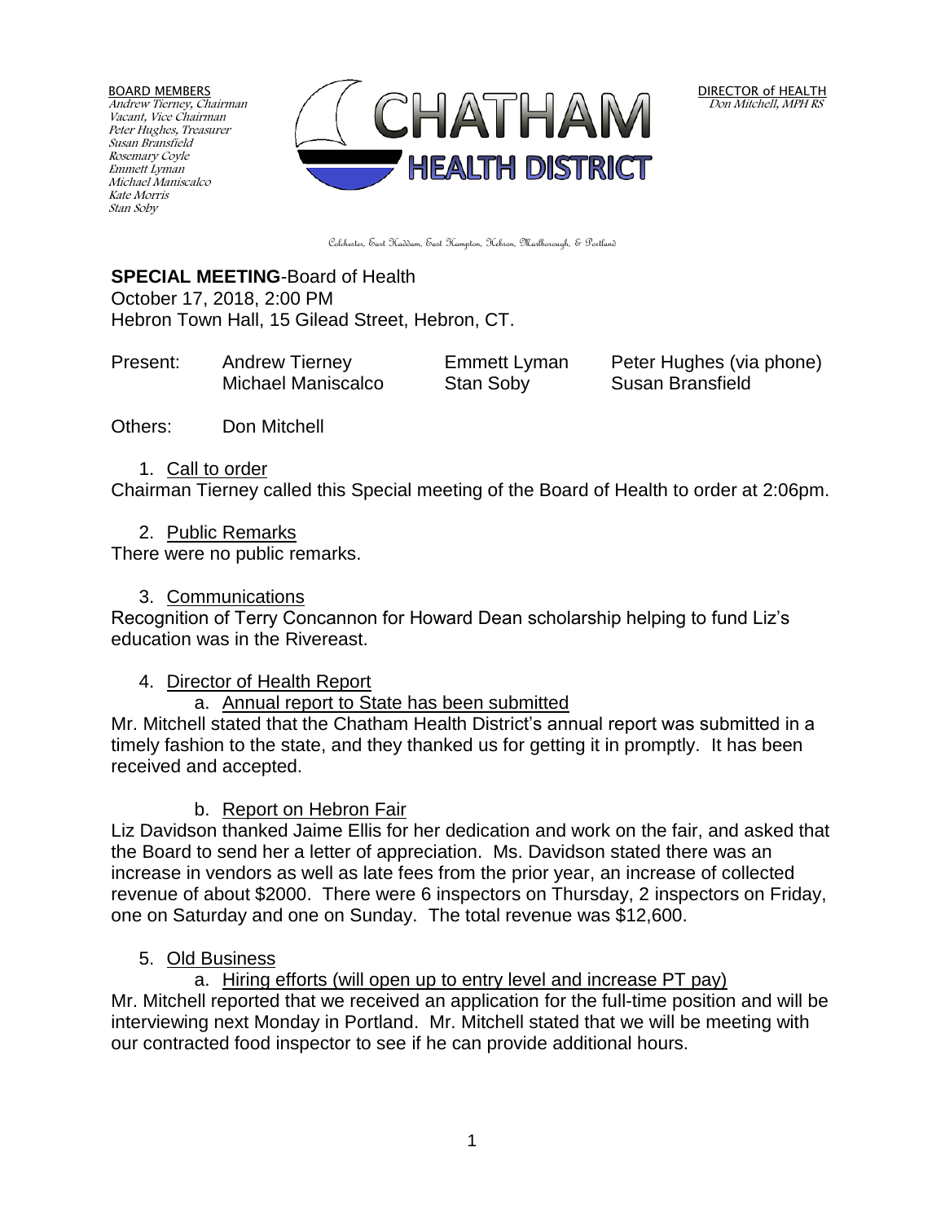BOARD MEMBERS
Andrew Tierney, Chairman
Vacant, Vice Chairman
Peter Hughes, Treasurer
Susan Bransfield
Rosemary Coyle
Emmett Lyman
Michael Maniscalco
Kate Morris
Stan Soby

CHATHAM HEALTH DISTRICT

DIRECTOR of HEALTH
Don Mitchell, MPH RS

Colchester, East Haddam, East Hampton, Hebron, Marlborough, & Portland

**SPECIAL MEETING**-Board of Health
October 17, 2018, 2:00 PM
Hebron Town Hall, 15 Gilead Street, Hebron, CT.

| Present: | Andrew Tierney | Emmett Lyman | Peter Hughes (via phone) |
|---|---|---|---|
| | Michael Maniscalco | Stan Soby | Susan Bransfield |

Others: Don Mitchell

1. Call to order

Chairman Tierney called this Special meeting of the Board of Health to order at 2:06pm.

2. Public Remarks

There were no public remarks.

3. Communications

Recognition of Terry Concannon for Howard Dean scholarship helping to fund Liz's education was in the Rivereast.

4. Director of Health Report

a. Annual report to State has been submitted

Mr. Mitchell stated that the Chatham Health District's annual report was submitted in a timely fashion to the state, and they thanked us for getting it in promptly. It has been received and accepted.

b. Report on Hebron Fair

Liz Davidson thanked Jaime Ellis for her dedication and work on the fair, and asked that the Board to send her a letter of appreciation. Ms. Davidson stated there was an increase in vendors as well as late fees from the prior year, an increase of collected revenue of about $2000. There were 6 inspectors on Thursday, 2 inspectors on Friday, one on Saturday and one on Sunday. The total revenue was $12,600.

5. Old Business

a. Hiring efforts (will open up to entry level and increase PT pay)

Mr. Mitchell reported that we received an application for the full-time position and will be interviewing next Monday in Portland. Mr. Mitchell stated that we will be meeting with our contracted food inspector to see if he can provide additional hours.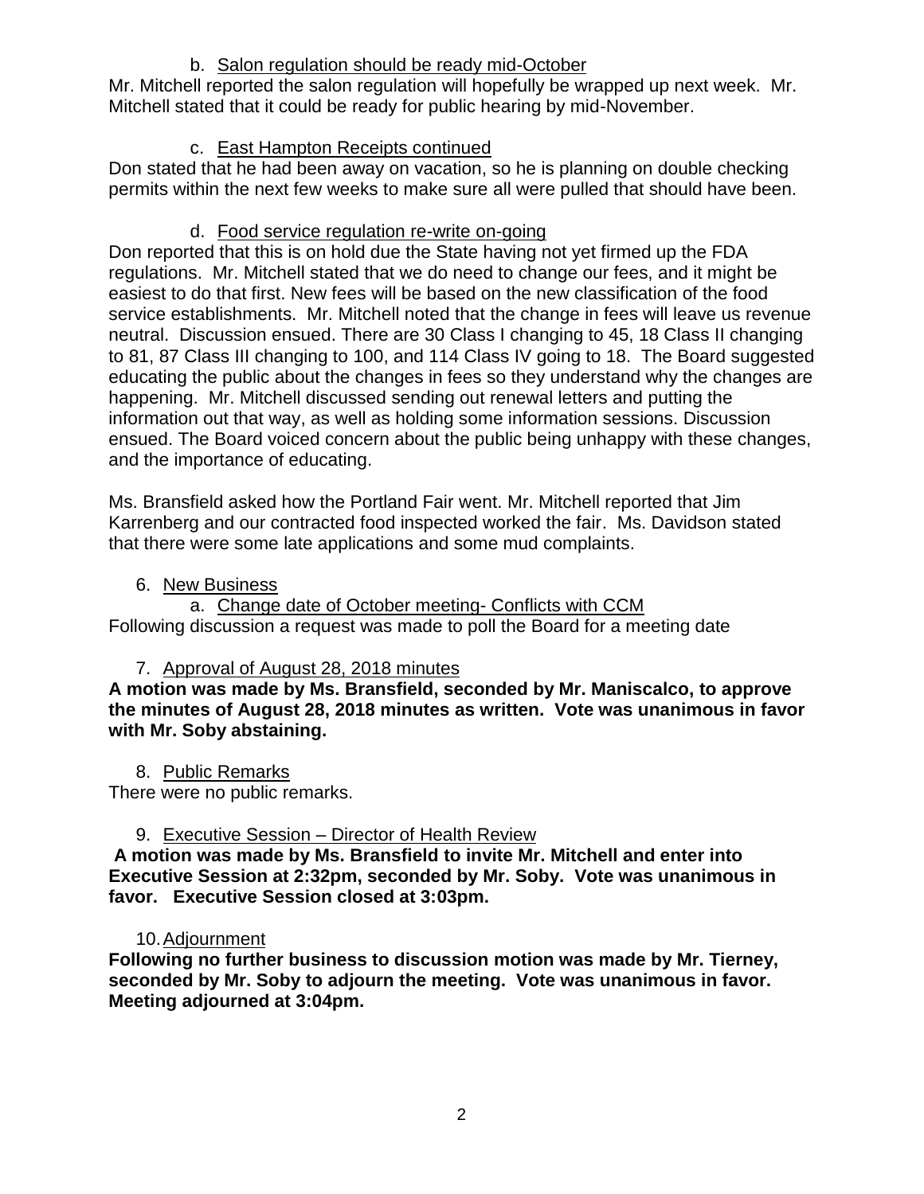b. <u>Salon regulation should be ready mid-October</u>

Mr. Mitchell reported the salon regulation will hopefully be wrapped up next week. Mr. Mitchell stated that it could be ready for public hearing by mid-November.

c. <u>East Hampton Receipts continued</u>

Don stated that he had been away on vacation, so he is planning on double checking permits within the next few weeks to make sure all were pulled that should have been.

d. <u>Food service regulation re-write on-going</u>

Don reported that this is on hold due the State having not yet firmed up the FDA regulations. Mr. Mitchell stated that we do need to change our fees, and it might be easiest to do that first. New fees will be based on the new classification of the food service establishments. Mr. Mitchell noted that the change in fees will leave us revenue neutral. Discussion ensued. There are 30 Class I changing to 45, 18 Class II changing to 81, 87 Class III changing to 100, and 114 Class IV going to 18. The Board suggested educating the public about the changes in fees so they understand why the changes are happening. Mr. Mitchell discussed sending out renewal letters and putting the information out that way, as well as holding some information sessions. Discussion ensued. The Board voiced concern about the public being unhappy with these changes, and the importance of educating.

Ms. Bransfield asked how the Portland Fair went. Mr. Mitchell reported that Jim Karrenberg and our contracted food inspected worked the fair. Ms. Davidson stated that there were some late applications and some mud complaints.

6. <u>New Business</u>

a. <u>Change date of October meeting- Conflicts with CCM</u>

Following discussion a request was made to poll the Board for a meeting date

7. <u>Approval of August 28, 2018 minutes</u>

**A motion was made by Ms. Bransfield, seconded by Mr. Maniscalco, to approve the minutes of August 28, 2018 minutes as written. Vote was unanimous in favor with Mr. Soby abstaining.**

8. <u>Public Remarks</u>

There were no public remarks.

9. <u>Executive Session – Director of Health Review</u>

**A motion was made by Ms. Bransfield to invite Mr. Mitchell and enter into Executive Session at 2:32pm, seconded by Mr. Soby. Vote was unanimous in favor. Executive Session closed at 3:03pm.**

10. <u>Adjournment</u>

**Following no further business to discussion motion was made by Mr. Tierney, seconded by Mr. Soby to adjourn the meeting. Vote was unanimous in favor. Meeting adjourned at 3:04pm.**